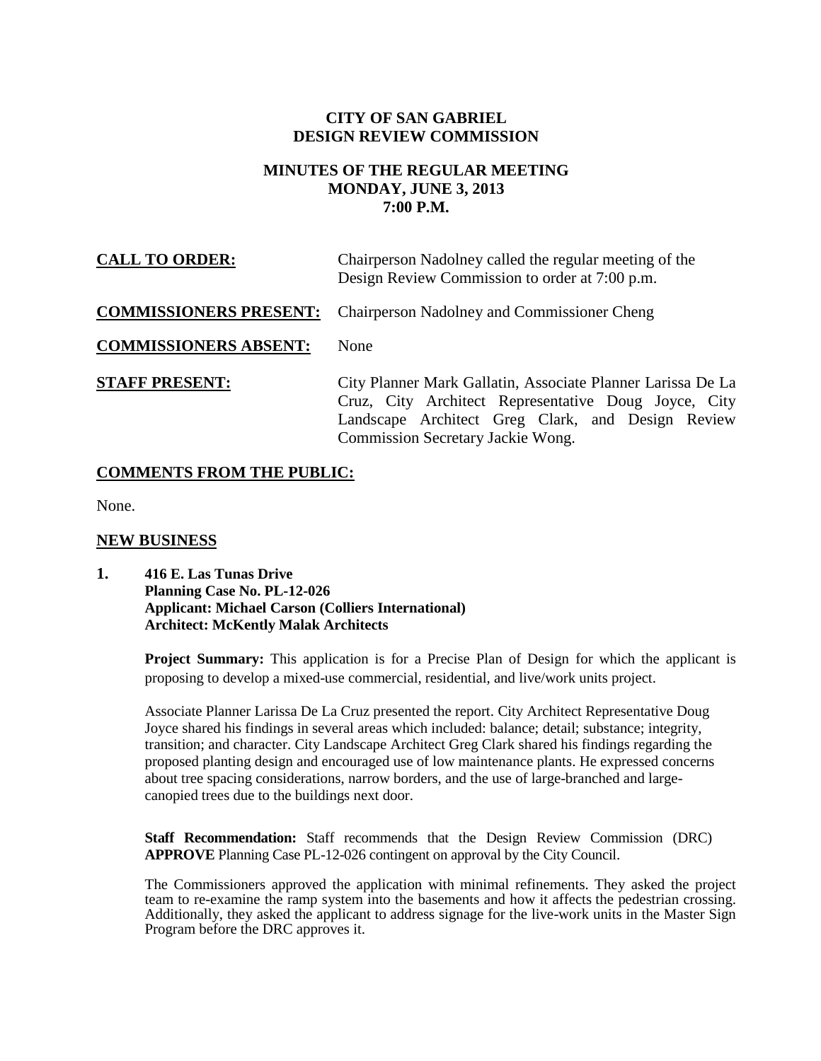# CITY OF SAN GABRIEL
# DESIGN REVIEW COMMISSION

## MINUTES OF THE REGULAR MEETING
## MONDAY, JUNE 3, 2013
## 7:00 P.M.

**CALL TO ORDER:** Chairperson Nadolney called the regular meeting of the Design Review Commission to order at 7:00 p.m.

**COMMISSIONERS PRESENT:** Chairperson Nadolney and Commissioner Cheng

**COMMISSIONERS ABSENT:** None

**STAFF PRESENT:** City Planner Mark Gallatin, Associate Planner Larissa De La Cruz, City Architect Representative Doug Joyce, City Landscape Architect Greg Clark, and Design Review Commission Secretary Jackie Wong.

## COMMENTS FROM THE PUBLIC:

None.

## NEW BUSINESS

**1. 416 E. Las Tunas Drive**
**Planning Case No. PL-12-026**
**Applicant: Michael Carson (Colliers International)**
**Architect: McKently Malak Architects**

**Project Summary:** This application is for a Precise Plan of Design for which the applicant is proposing to develop a mixed-use commercial, residential, and live/work units project.

Associate Planner Larissa De La Cruz presented the report. City Architect Representative Doug Joyce shared his findings in several areas which included: balance; detail; substance; integrity, transition; and character. City Landscape Architect Greg Clark shared his findings regarding the proposed planting design and encouraged use of low maintenance plants. He expressed concerns about tree spacing considerations, narrow borders, and the use of large-branched and large-canopied trees due to the buildings next door.

**Staff Recommendation:** Staff recommends that the Design Review Commission (DRC) **APPROVE** Planning Case PL-12-026 contingent on approval by the City Council.

The Commissioners approved the application with minimal refinements. They asked the project team to re-examine the ramp system into the basements and how it affects the pedestrian crossing. Additionally, they asked the applicant to address signage for the live-work units in the Master Sign Program before the DRC approves it.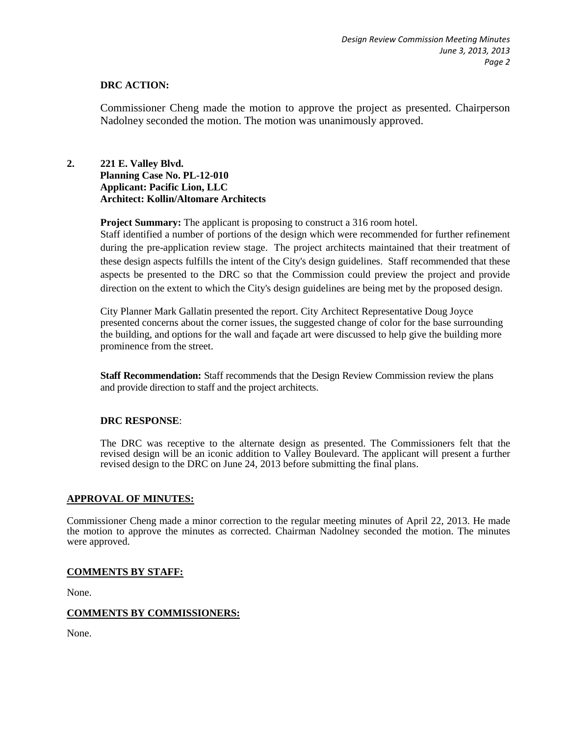**DRC ACTION:**

Commissioner Cheng made the motion to approve the project as presented. Chairperson Nadolney seconded the motion. The motion was unanimously approved.

**2. 221 E. Valley Blvd.**
**Planning Case No. PL-12-010**
**Applicant: Pacific Lion, LLC**
**Architect: Kollin/Altomare Architects**

**Project Summary:** The applicant is proposing to construct a 316 room hotel.
Staff identified a number of portions of the design which were recommended for further refinement during the pre-application review stage. The project architects maintained that their treatment of these design aspects fulfills the intent of the City's design guidelines. Staff recommended that these aspects be presented to the DRC so that the Commission could preview the project and provide direction on the extent to which the City's design guidelines are being met by the proposed design.

City Planner Mark Gallatin presented the report. City Architect Representative Doug Joyce presented concerns about the corner issues, the suggested change of color for the base surrounding the building, and options for the wall and façade art were discussed to help give the building more prominence from the street.

**Staff Recommendation:** Staff recommends that the Design Review Commission review the plans and provide direction to staff and the project architects.

**DRC RESPONSE**:

The DRC was receptive to the alternate design as presented. The Commissioners felt that the revised design will be an iconic addition to Valley Boulevard. The applicant will present a further revised design to the DRC on June 24, 2013 before submitting the final plans.

**APPROVAL OF MINUTES:**

Commissioner Cheng made a minor correction to the regular meeting minutes of April 22, 2013. He made the motion to approve the minutes as corrected. Chairman Nadolney seconded the motion. The minutes were approved.

**COMMENTS BY STAFF:**

None.

**COMMENTS BY COMMISSIONERS:**

None.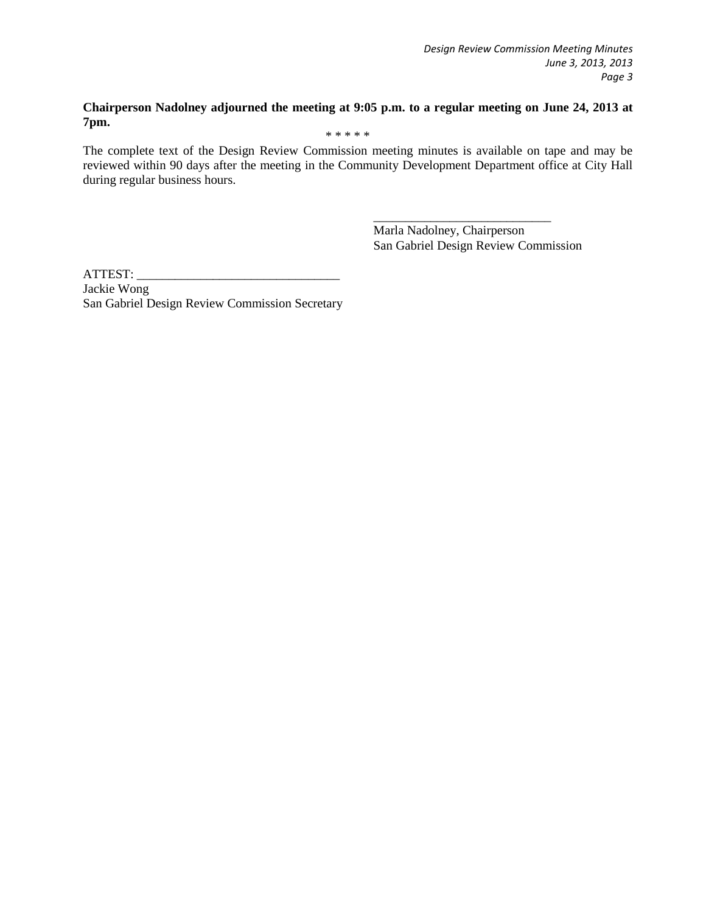**Chairperson Nadolney adjourned the meeting at 9:05 p.m. to a regular meeting on June 24, 2013 at 7pm.**

* * * * *

The complete text of the Design Review Commission meeting minutes is available on tape and may be reviewed within 90 days after the meeting in the Community Development Department office at City Hall during regular business hours.

____________________________
Marla Nadolney, Chairperson
San Gabriel Design Review Commission

ATTEST: ________________________________
Jackie Wong
San Gabriel Design Review Commission Secretary